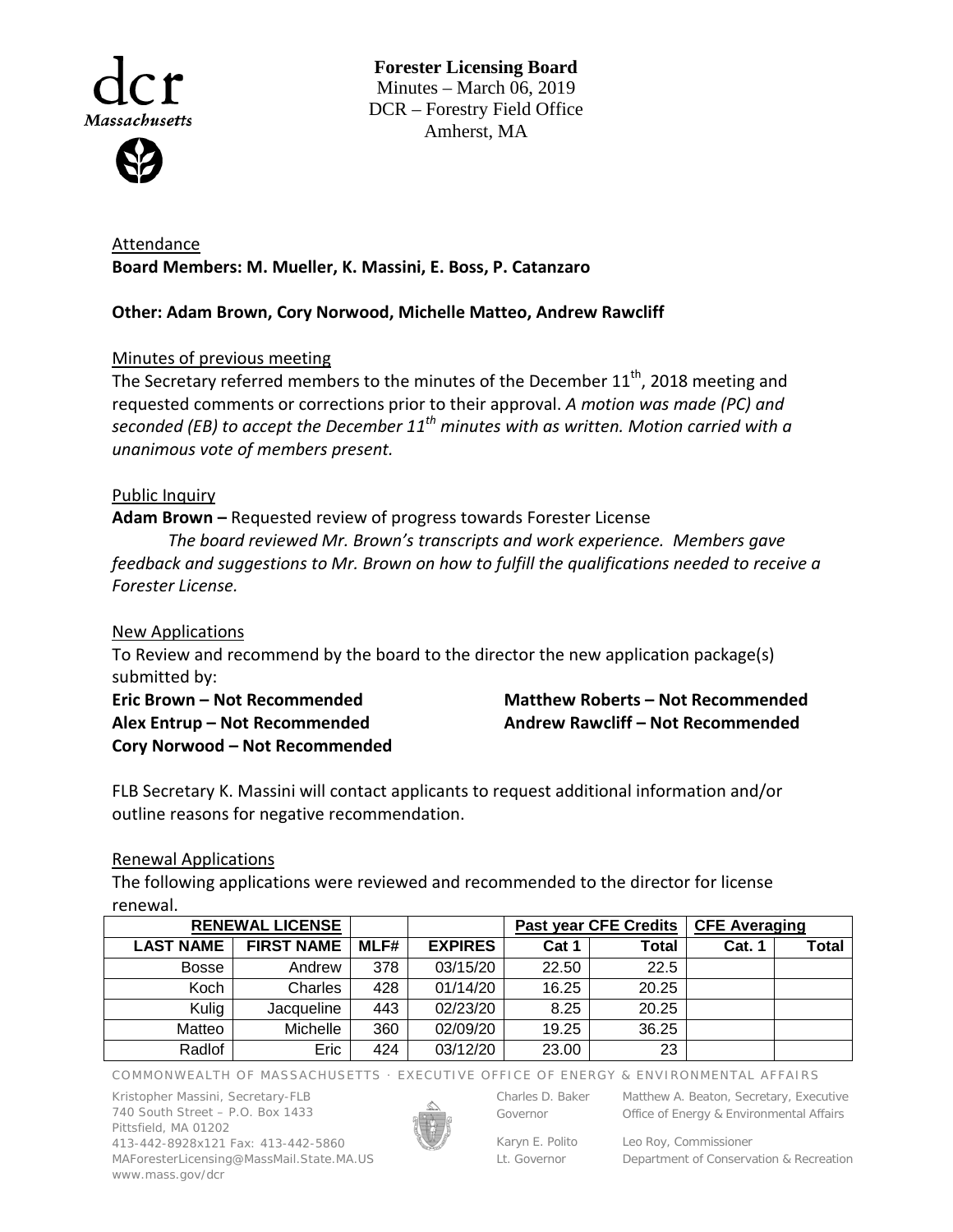**Forester Licensing Board**
Minutes – March 06, 2019
DCR – Forestry Field Office
Amherst, MA

Attendance

**Board Members: M. Mueller, K. Massini, E. Boss, P. Catanzaro**

**Other: Adam Brown, Cory Norwood, Michelle Matteo, Andrew Rawcliff**

Minutes of previous meeting

The Secretary referred members to the minutes of the December 11th, 2018 meeting and requested comments or corrections prior to their approval. *A motion was made (PC) and seconded (EB) to accept the December 11th minutes with as written. Motion carried with a unanimous vote of members present.*

Public Inquiry

**Adam Brown –** Requested review of progress towards Forester License

*The board reviewed Mr. Brown's transcripts and work experience. Members gave feedback and suggestions to Mr. Brown on how to fulfill the qualifications needed to receive a Forester License.*

New Applications

To Review and recommend by the board to the director the new application package(s) submitted by:

**Eric Brown – Not Recommended**
**Alex Entrup – Not Recommended**
**Cory Norwood – Not Recommended**
**Matthew Roberts – Not Recommended**
**Andrew Rawcliff – Not Recommended**

FLB Secretary K. Massini will contact applicants to request additional information and/or outline reasons for negative recommendation.

Renewal Applications

The following applications were reviewed and recommended to the director for license renewal.

| RENEWAL LICENSE | | | | Past year CFE Credits | | CFE Averaging | |
|---|---|---|---|---|---|---|---|
| LAST NAME | FIRST NAME | MLF# | EXPIRES | Cat 1 | Total | Cat. 1 | Total |
| Bosse | Andrew | 378 | 03/15/20 | 22.50 | 22.5 | | |
| Koch | Charles | 428 | 01/14/20 | 16.25 | 20.25 | | |
| Kulig | Jacqueline | 443 | 02/23/20 | 8.25 | 20.25 | | |
| Matteo | Michelle | 360 | 02/09/20 | 19.25 | 36.25 | | |
| Radlof | Eric | 424 | 03/12/20 | 23.00 | 23 | | |

COMMONWEALTH OF MASSACHUSETTS · EXECUTIVE OFFICE OF ENERGY & ENVIRONMENTAL AFFAIRS

Kristopher Massini, Secretary-FLB
740 South Street – P.O. Box 1433
Pittsfield, MA 01202
413-442-8928x121 Fax: 413-442-5860
MAForesterLicensing@MassMail.State.MA.US
www.mass.gov/dcr

Charles D. Baker, Governor
Karyn E. Polito, Lt. Governor

Matthew A. Beaton, Secretary, Executive Office of Energy & Environmental Affairs
Leo Roy, Commissioner, Department of Conservation & Recreation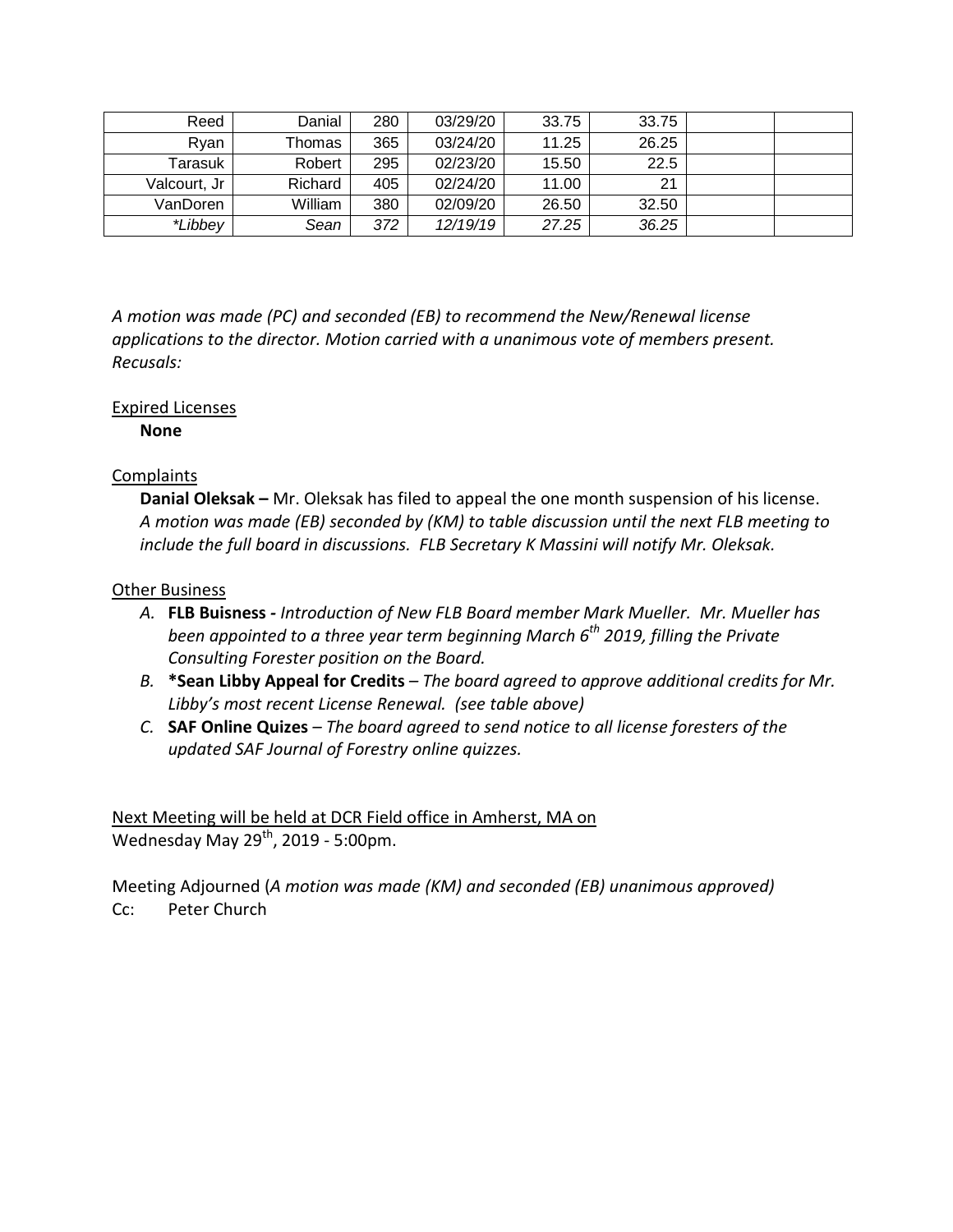| | | | | | | | |
|---|---|---|---|---|---|---|---|
| Reed | Danial | 280 | 03/29/20 | 33.75 | 33.75 | | |
| Ryan | Thomas | 365 | 03/24/20 | 11.25 | 26.25 | | |
| Tarasuk | Robert | 295 | 02/23/20 | 15.50 | 22.5 | | |
| Valcourt, Jr | Richard | 405 | 02/24/20 | 11.00 | 21 | | |
| VanDoren | William | 380 | 02/09/20 | 26.50 | 32.50 | | |
| *\*Libbey* | *Sean* | *372* | *12/19/19* | *27.25* | *36.25* | | |

*A motion was made (PC) and seconded (EB) to recommend the New/Renewal license applications to the director. Motion carried with a unanimous vote of members present. Recusals:*

Expired Licenses

**None**

Complaints

**Danial Oleksak –** Mr. Oleksak has filed to appeal the one month suspension of his license. *A motion was made (EB) seconded by (KM) to table discussion until the next FLB meeting to include the full board in discussions. FLB Secretary K Massini will notify Mr. Oleksak.*

Other Business

A. **FLB Buisness -** *Introduction of New FLB Board member Mark Mueller. Mr. Mueller has been appointed to a three year term beginning March 6th 2019, filling the Private Consulting Forester position on the Board.*
B. **\*Sean Libby Appeal for Credits** – *The board agreed to approve additional credits for Mr. Libby's most recent License Renewal. (see table above)*
C. **SAF Online Quizes** – *The board agreed to send notice to all license foresters of the updated SAF Journal of Forestry online quizzes.*

Next Meeting will be held at DCR Field office in Amherst, MA on Wednesday May 29th, 2019 - 5:00pm.

Meeting Adjourned (*A motion was made (KM) and seconded (EB) unanimous approved)*

Cc: Peter Church